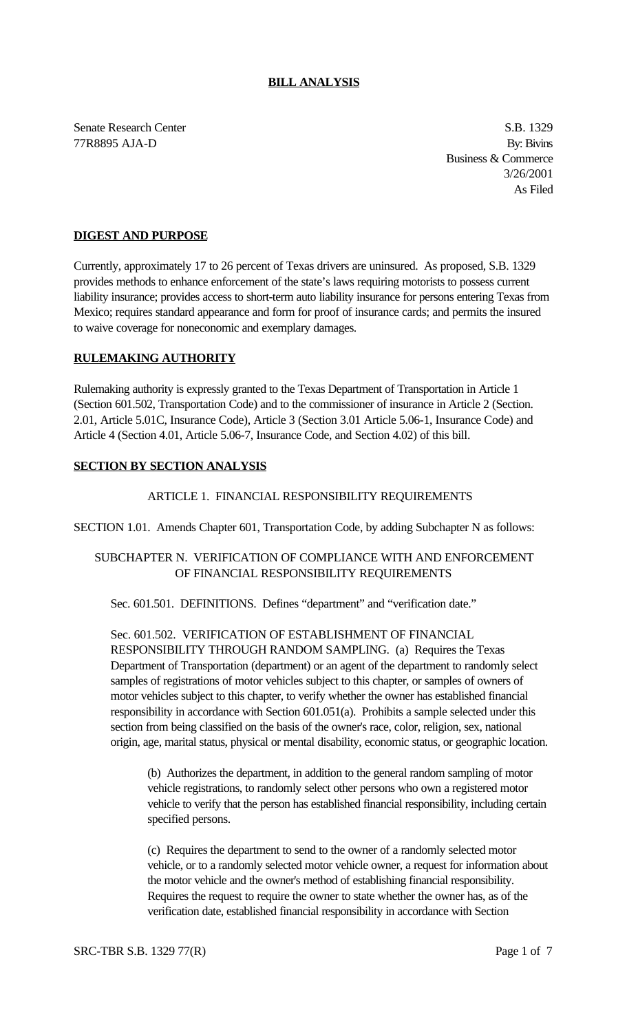**BILL ANALYSIS**

Senate Research Center
77R8895 AJA-D

S.B. 1329
By: Bivins
Business & Commerce
3/26/2001
As Filed

**DIGEST AND PURPOSE**

Currently, approximately 17 to 26 percent of Texas drivers are uninsured. As proposed, S.B. 1329 provides methods to enhance enforcement of the state's laws requiring motorists to possess current liability insurance; provides access to short-term auto liability insurance for persons entering Texas from Mexico; requires standard appearance and form for proof of insurance cards; and permits the insured to waive coverage for noneconomic and exemplary damages.

**RULEMAKING AUTHORITY**

Rulemaking authority is expressly granted to the Texas Department of Transportation in Article 1 (Section 601.502, Transportation Code) and to the commissioner of insurance in Article 2 (Section. 2.01, Article 5.01C, Insurance Code), Article 3 (Section 3.01 Article 5.06-1, Insurance Code) and Article 4 (Section 4.01, Article 5.06-7, Insurance Code, and Section 4.02) of this bill.

**SECTION BY SECTION ANALYSIS**

ARTICLE 1. FINANCIAL RESPONSIBILITY REQUIREMENTS

SECTION 1.01. Amends Chapter 601, Transportation Code, by adding Subchapter N as follows:

SUBCHAPTER N. VERIFICATION OF COMPLIANCE WITH AND ENFORCEMENT OF FINANCIAL RESPONSIBILITY REQUIREMENTS

Sec. 601.501. DEFINITIONS. Defines "department" and "verification date."

Sec. 601.502. VERIFICATION OF ESTABLISHMENT OF FINANCIAL RESPONSIBILITY THROUGH RANDOM SAMPLING. (a) Requires the Texas Department of Transportation (department) or an agent of the department to randomly select samples of registrations of motor vehicles subject to this chapter, or samples of owners of motor vehicles subject to this chapter, to verify whether the owner has established financial responsibility in accordance with Section 601.051(a). Prohibits a sample selected under this section from being classified on the basis of the owner's race, color, religion, sex, national origin, age, marital status, physical or mental disability, economic status, or geographic location.

(b) Authorizes the department, in addition to the general random sampling of motor vehicle registrations, to randomly select other persons who own a registered motor vehicle to verify that the person has established financial responsibility, including certain specified persons.

(c) Requires the department to send to the owner of a randomly selected motor vehicle, or to a randomly selected motor vehicle owner, a request for information about the motor vehicle and the owner's method of establishing financial responsibility. Requires the request to require the owner to state whether the owner has, as of the verification date, established financial responsibility in accordance with Section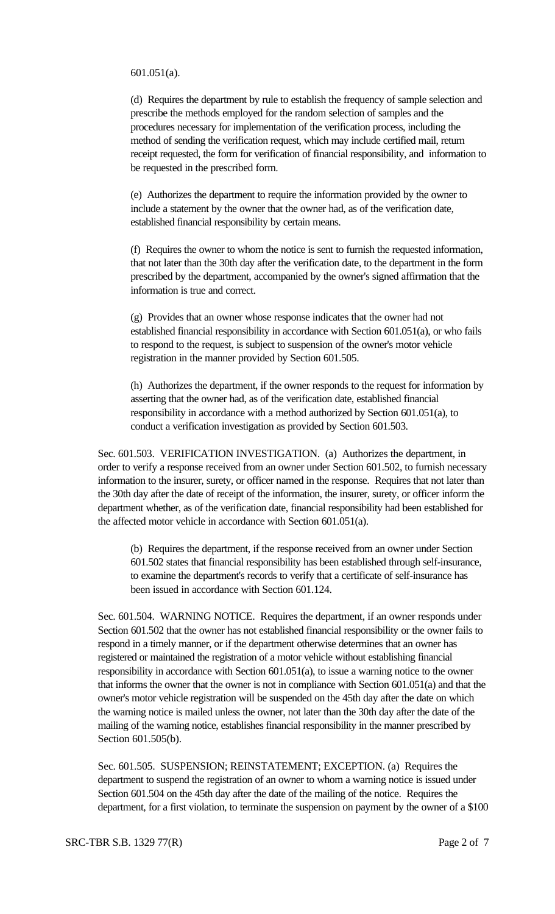601.051(a).

(d) Requires the department by rule to establish the frequency of sample selection and prescribe the methods employed for the random selection of samples and the procedures necessary for implementation of the verification process, including the method of sending the verification request, which may include certified mail, return receipt requested, the form for verification of financial responsibility, and information to be requested in the prescribed form.

(e) Authorizes the department to require the information provided by the owner to include a statement by the owner that the owner had, as of the verification date, established financial responsibility by certain means.

(f) Requires the owner to whom the notice is sent to furnish the requested information, that not later than the 30th day after the verification date, to the department in the form prescribed by the department, accompanied by the owner's signed affirmation that the information is true and correct.

(g) Provides that an owner whose response indicates that the owner had not established financial responsibility in accordance with Section 601.051(a), or who fails to respond to the request, is subject to suspension of the owner's motor vehicle registration in the manner provided by Section 601.505.

(h) Authorizes the department, if the owner responds to the request for information by asserting that the owner had, as of the verification date, established financial responsibility in accordance with a method authorized by Section 601.051(a), to conduct a verification investigation as provided by Section 601.503.

Sec. 601.503. VERIFICATION INVESTIGATION. (a) Authorizes the department, in order to verify a response received from an owner under Section 601.502, to furnish necessary information to the insurer, surety, or officer named in the response. Requires that not later than the 30th day after the date of receipt of the information, the insurer, surety, or officer inform the department whether, as of the verification date, financial responsibility had been established for the affected motor vehicle in accordance with Section 601.051(a).

(b) Requires the department, if the response received from an owner under Section 601.502 states that financial responsibility has been established through self-insurance, to examine the department's records to verify that a certificate of self-insurance has been issued in accordance with Section 601.124.

Sec. 601.504. WARNING NOTICE. Requires the department, if an owner responds under Section 601.502 that the owner has not established financial responsibility or the owner fails to respond in a timely manner, or if the department otherwise determines that an owner has registered or maintained the registration of a motor vehicle without establishing financial responsibility in accordance with Section 601.051(a), to issue a warning notice to the owner that informs the owner that the owner is not in compliance with Section 601.051(a) and that the owner's motor vehicle registration will be suspended on the 45th day after the date on which the warning notice is mailed unless the owner, not later than the 30th day after the date of the mailing of the warning notice, establishes financial responsibility in the manner prescribed by Section 601.505(b).

Sec. 601.505. SUSPENSION; REINSTATEMENT; EXCEPTION. (a) Requires the department to suspend the registration of an owner to whom a warning notice is issued under Section 601.504 on the 45th day after the date of the mailing of the notice. Requires the department, for a first violation, to terminate the suspension on payment by the owner of a $100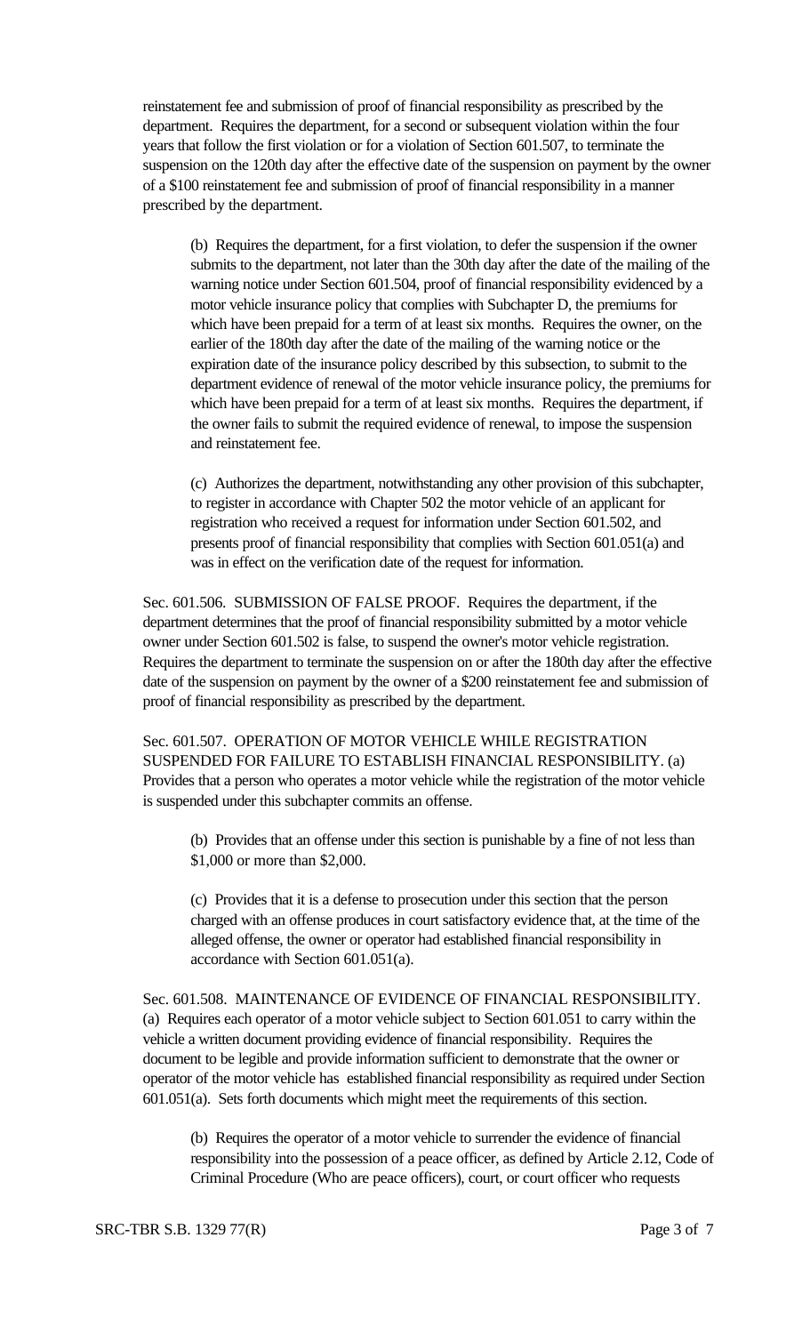reinstatement fee and submission of proof of financial responsibility as prescribed by the department. Requires the department, for a second or subsequent violation within the four years that follow the first violation or for a violation of Section 601.507, to terminate the suspension on the 120th day after the effective date of the suspension on payment by the owner of a $100 reinstatement fee and submission of proof of financial responsibility in a manner prescribed by the department.

(b) Requires the department, for a first violation, to defer the suspension if the owner submits to the department, not later than the 30th day after the date of the mailing of the warning notice under Section 601.504, proof of financial responsibility evidenced by a motor vehicle insurance policy that complies with Subchapter D, the premiums for which have been prepaid for a term of at least six months. Requires the owner, on the earlier of the 180th day after the date of the mailing of the warning notice or the expiration date of the insurance policy described by this subsection, to submit to the department evidence of renewal of the motor vehicle insurance policy, the premiums for which have been prepaid for a term of at least six months. Requires the department, if the owner fails to submit the required evidence of renewal, to impose the suspension and reinstatement fee.

(c) Authorizes the department, notwithstanding any other provision of this subchapter, to register in accordance with Chapter 502 the motor vehicle of an applicant for registration who received a request for information under Section 601.502, and presents proof of financial responsibility that complies with Section 601.051(a) and was in effect on the verification date of the request for information.

Sec. 601.506. SUBMISSION OF FALSE PROOF. Requires the department, if the department determines that the proof of financial responsibility submitted by a motor vehicle owner under Section 601.502 is false, to suspend the owner's motor vehicle registration. Requires the department to terminate the suspension on or after the 180th day after the effective date of the suspension on payment by the owner of a $200 reinstatement fee and submission of proof of financial responsibility as prescribed by the department.

Sec. 601.507. OPERATION OF MOTOR VEHICLE WHILE REGISTRATION SUSPENDED FOR FAILURE TO ESTABLISH FINANCIAL RESPONSIBILITY. (a) Provides that a person who operates a motor vehicle while the registration of the motor vehicle is suspended under this subchapter commits an offense.

(b) Provides that an offense under this section is punishable by a fine of not less than $1,000 or more than $2,000.

(c) Provides that it is a defense to prosecution under this section that the person charged with an offense produces in court satisfactory evidence that, at the time of the alleged offense, the owner or operator had established financial responsibility in accordance with Section 601.051(a).

Sec. 601.508. MAINTENANCE OF EVIDENCE OF FINANCIAL RESPONSIBILITY. (a) Requires each operator of a motor vehicle subject to Section 601.051 to carry within the vehicle a written document providing evidence of financial responsibility. Requires the document to be legible and provide information sufficient to demonstrate that the owner or operator of the motor vehicle has established financial responsibility as required under Section 601.051(a). Sets forth documents which might meet the requirements of this section.

(b) Requires the operator of a motor vehicle to surrender the evidence of financial responsibility into the possession of a peace officer, as defined by Article 2.12, Code of Criminal Procedure (Who are peace officers), court, or court officer who requests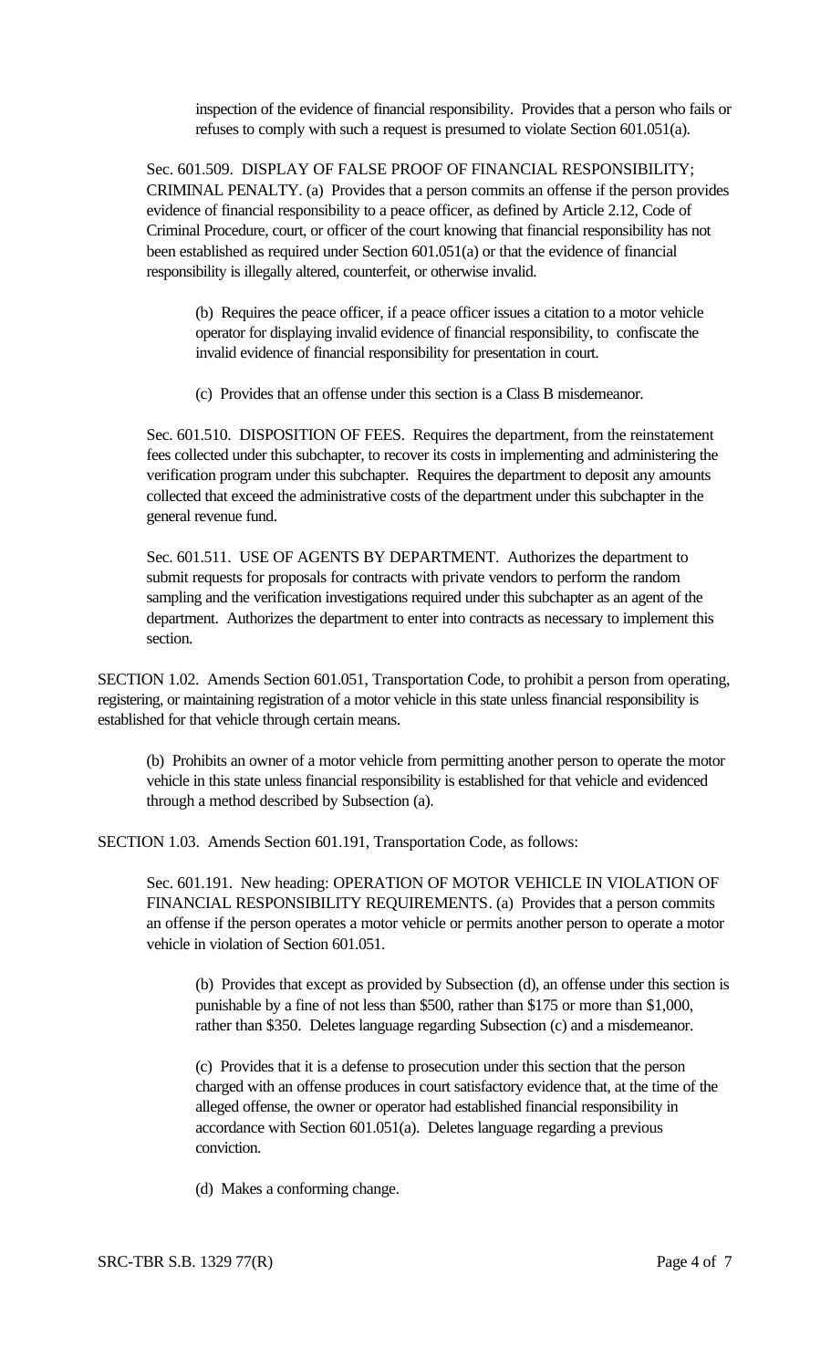inspection of the evidence of financial responsibility. Provides that a person who fails or refuses to comply with such a request is presumed to violate Section 601.051(a).

Sec. 601.509. DISPLAY OF FALSE PROOF OF FINANCIAL RESPONSIBILITY; CRIMINAL PENALTY. (a) Provides that a person commits an offense if the person provides evidence of financial responsibility to a peace officer, as defined by Article 2.12, Code of Criminal Procedure, court, or officer of the court knowing that financial responsibility has not been established as required under Section 601.051(a) or that the evidence of financial responsibility is illegally altered, counterfeit, or otherwise invalid.

(b) Requires the peace officer, if a peace officer issues a citation to a motor vehicle operator for displaying invalid evidence of financial responsibility, to confiscate the invalid evidence of financial responsibility for presentation in court.

(c) Provides that an offense under this section is a Class B misdemeanor.

Sec. 601.510. DISPOSITION OF FEES. Requires the department, from the reinstatement fees collected under this subchapter, to recover its costs in implementing and administering the verification program under this subchapter. Requires the department to deposit any amounts collected that exceed the administrative costs of the department under this subchapter in the general revenue fund.

Sec. 601.511. USE OF AGENTS BY DEPARTMENT. Authorizes the department to submit requests for proposals for contracts with private vendors to perform the random sampling and the verification investigations required under this subchapter as an agent of the department. Authorizes the department to enter into contracts as necessary to implement this section.

SECTION 1.02. Amends Section 601.051, Transportation Code, to prohibit a person from operating, registering, or maintaining registration of a motor vehicle in this state unless financial responsibility is established for that vehicle through certain means.

(b) Prohibits an owner of a motor vehicle from permitting another person to operate the motor vehicle in this state unless financial responsibility is established for that vehicle and evidenced through a method described by Subsection (a).

SECTION 1.03. Amends Section 601.191, Transportation Code, as follows:

Sec. 601.191. New heading: OPERATION OF MOTOR VEHICLE IN VIOLATION OF FINANCIAL RESPONSIBILITY REQUIREMENTS. (a) Provides that a person commits an offense if the person operates a motor vehicle or permits another person to operate a motor vehicle in violation of Section 601.051.

(b) Provides that except as provided by Subsection (d), an offense under this section is punishable by a fine of not less than $500, rather than $175 or more than $1,000, rather than $350. Deletes language regarding Subsection (c) and a misdemeanor.

(c) Provides that it is a defense to prosecution under this section that the person charged with an offense produces in court satisfactory evidence that, at the time of the alleged offense, the owner or operator had established financial responsibility in accordance with Section 601.051(a). Deletes language regarding a previous conviction.

(d) Makes a conforming change.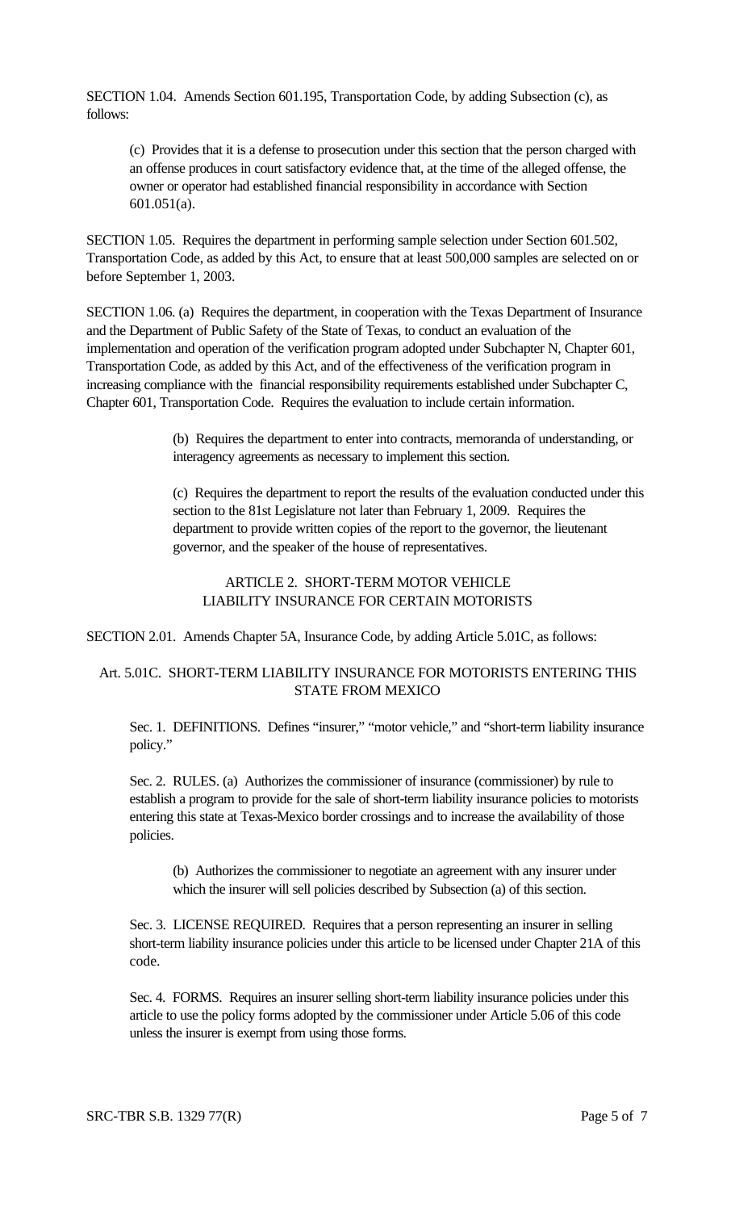SECTION 1.04. Amends Section 601.195, Transportation Code, by adding Subsection (c), as follows:

> (c) Provides that it is a defense to prosecution under this section that the person charged with an offense produces in court satisfactory evidence that, at the time of the alleged offense, the owner or operator had established financial responsibility in accordance with Section 601.051(a).

SECTION 1.05. Requires the department in performing sample selection under Section 601.502, Transportation Code, as added by this Act, to ensure that at least 500,000 samples are selected on or before September 1, 2003.

SECTION 1.06. (a) Requires the department, in cooperation with the Texas Department of Insurance and the Department of Public Safety of the State of Texas, to conduct an evaluation of the implementation and operation of the verification program adopted under Subchapter N, Chapter 601, Transportation Code, as added by this Act, and of the effectiveness of the verification program in increasing compliance with the financial responsibility requirements established under Subchapter C, Chapter 601, Transportation Code. Requires the evaluation to include certain information.

> (b) Requires the department to enter into contracts, memoranda of understanding, or interagency agreements as necessary to implement this section.
>
> (c) Requires the department to report the results of the evaluation conducted under this section to the 81st Legislature not later than February 1, 2009. Requires the department to provide written copies of the report to the governor, the lieutenant governor, and the speaker of the house of representatives.

## ARTICLE 2. SHORT-TERM MOTOR VEHICLE LIABILITY INSURANCE FOR CERTAIN MOTORISTS

SECTION 2.01. Amends Chapter 5A, Insurance Code, by adding Article 5.01C, as follows:

### Art. 5.01C. SHORT-TERM LIABILITY INSURANCE FOR MOTORISTS ENTERING THIS STATE FROM MEXICO

> Sec. 1. DEFINITIONS. Defines "insurer," "motor vehicle," and "short-term liability insurance policy."
>
> Sec. 2. RULES. (a) Authorizes the commissioner of insurance (commissioner) by rule to establish a program to provide for the sale of short-term liability insurance policies to motorists entering this state at Texas-Mexico border crossings and to increase the availability of those policies.
>
> > (b) Authorizes the commissioner to negotiate an agreement with any insurer under which the insurer will sell policies described by Subsection (a) of this section.
>
> Sec. 3. LICENSE REQUIRED. Requires that a person representing an insurer in selling short-term liability insurance policies under this article to be licensed under Chapter 21A of this code.
>
> Sec. 4. FORMS. Requires an insurer selling short-term liability insurance policies under this article to use the policy forms adopted by the commissioner under Article 5.06 of this code unless the insurer is exempt from using those forms.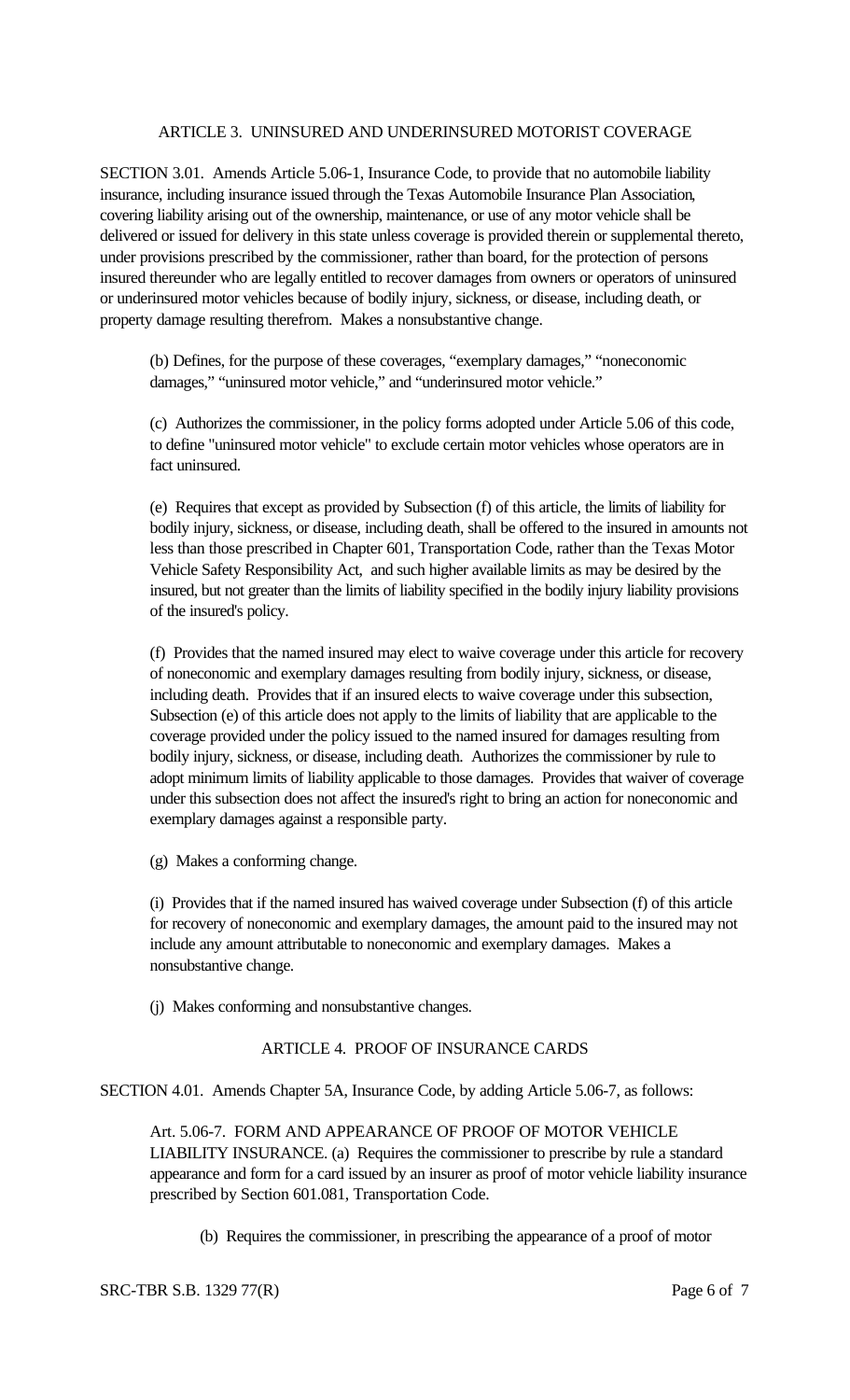ARTICLE 3. UNINSURED AND UNDERINSURED MOTORIST COVERAGE

SECTION 3.01. Amends Article 5.06-1, Insurance Code, to provide that no automobile liability insurance, including insurance issued through the Texas Automobile Insurance Plan Association, covering liability arising out of the ownership, maintenance, or use of any motor vehicle shall be delivered or issued for delivery in this state unless coverage is provided therein or supplemental thereto, under provisions prescribed by the commissioner, rather than board, for the protection of persons insured thereunder who are legally entitled to recover damages from owners or operators of uninsured or underinsured motor vehicles because of bodily injury, sickness, or disease, including death, or property damage resulting therefrom. Makes a nonsubstantive change.

(b) Defines, for the purpose of these coverages, "exemplary damages," "noneconomic damages," "uninsured motor vehicle," and "underinsured motor vehicle."

(c) Authorizes the commissioner, in the policy forms adopted under Article 5.06 of this code, to define "uninsured motor vehicle" to exclude certain motor vehicles whose operators are in fact uninsured.

(e) Requires that except as provided by Subsection (f) of this article, the limits of liability for bodily injury, sickness, or disease, including death, shall be offered to the insured in amounts not less than those prescribed in Chapter 601, Transportation Code, rather than the Texas Motor Vehicle Safety Responsibility Act, and such higher available limits as may be desired by the insured, but not greater than the limits of liability specified in the bodily injury liability provisions of the insured's policy.

(f) Provides that the named insured may elect to waive coverage under this article for recovery of noneconomic and exemplary damages resulting from bodily injury, sickness, or disease, including death. Provides that if an insured elects to waive coverage under this subsection, Subsection (e) of this article does not apply to the limits of liability that are applicable to the coverage provided under the policy issued to the named insured for damages resulting from bodily injury, sickness, or disease, including death. Authorizes the commissioner by rule to adopt minimum limits of liability applicable to those damages. Provides that waiver of coverage under this subsection does not affect the insured's right to bring an action for noneconomic and exemplary damages against a responsible party.

(g) Makes a conforming change.

(i) Provides that if the named insured has waived coverage under Subsection (f) of this article for recovery of noneconomic and exemplary damages, the amount paid to the insured may not include any amount attributable to noneconomic and exemplary damages. Makes a nonsubstantive change.

(j) Makes conforming and nonsubstantive changes.

ARTICLE 4. PROOF OF INSURANCE CARDS

SECTION 4.01. Amends Chapter 5A, Insurance Code, by adding Article 5.06-7, as follows:

Art. 5.06-7. FORM AND APPEARANCE OF PROOF OF MOTOR VEHICLE LIABILITY INSURANCE. (a) Requires the commissioner to prescribe by rule a standard appearance and form for a card issued by an insurer as proof of motor vehicle liability insurance prescribed by Section 601.081, Transportation Code.

(b) Requires the commissioner, in prescribing the appearance of a proof of motor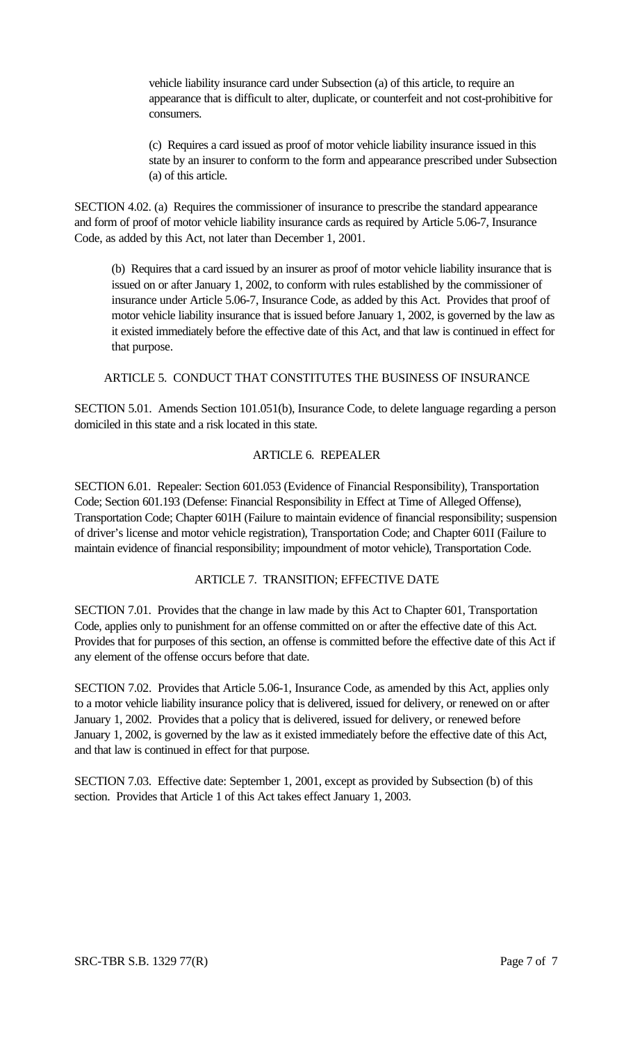vehicle liability insurance card under Subsection (a) of this article, to require an appearance that is difficult to alter, duplicate, or counterfeit and not cost-prohibitive for consumers.

(c) Requires a card issued as proof of motor vehicle liability insurance issued in this state by an insurer to conform to the form and appearance prescribed under Subsection (a) of this article.

SECTION 4.02. (a) Requires the commissioner of insurance to prescribe the standard appearance and form of proof of motor vehicle liability insurance cards as required by Article 5.06-7, Insurance Code, as added by this Act, not later than December 1, 2001.

(b) Requires that a card issued by an insurer as proof of motor vehicle liability insurance that is issued on or after January 1, 2002, to conform with rules established by the commissioner of insurance under Article 5.06-7, Insurance Code, as added by this Act. Provides that proof of motor vehicle liability insurance that is issued before January 1, 2002, is governed by the law as it existed immediately before the effective date of this Act, and that law is continued in effect for that purpose.

ARTICLE 5. CONDUCT THAT CONSTITUTES THE BUSINESS OF INSURANCE

SECTION 5.01. Amends Section 101.051(b), Insurance Code, to delete language regarding a person domiciled in this state and a risk located in this state.

ARTICLE 6. REPEALER

SECTION 6.01. Repealer: Section 601.053 (Evidence of Financial Responsibility), Transportation Code; Section 601.193 (Defense: Financial Responsibility in Effect at Time of Alleged Offense), Transportation Code; Chapter 601H (Failure to maintain evidence of financial responsibility; suspension of driver's license and motor vehicle registration), Transportation Code; and Chapter 601I (Failure to maintain evidence of financial responsibility; impoundment of motor vehicle), Transportation Code.

ARTICLE 7. TRANSITION; EFFECTIVE DATE

SECTION 7.01. Provides that the change in law made by this Act to Chapter 601, Transportation Code, applies only to punishment for an offense committed on or after the effective date of this Act. Provides that for purposes of this section, an offense is committed before the effective date of this Act if any element of the offense occurs before that date.

SECTION 7.02. Provides that Article 5.06-1, Insurance Code, as amended by this Act, applies only to a motor vehicle liability insurance policy that is delivered, issued for delivery, or renewed on or after January 1, 2002. Provides that a policy that is delivered, issued for delivery, or renewed before January 1, 2002, is governed by the law as it existed immediately before the effective date of this Act, and that law is continued in effect for that purpose.

SECTION 7.03. Effective date: September 1, 2001, except as provided by Subsection (b) of this section. Provides that Article 1 of this Act takes effect January 1, 2003.